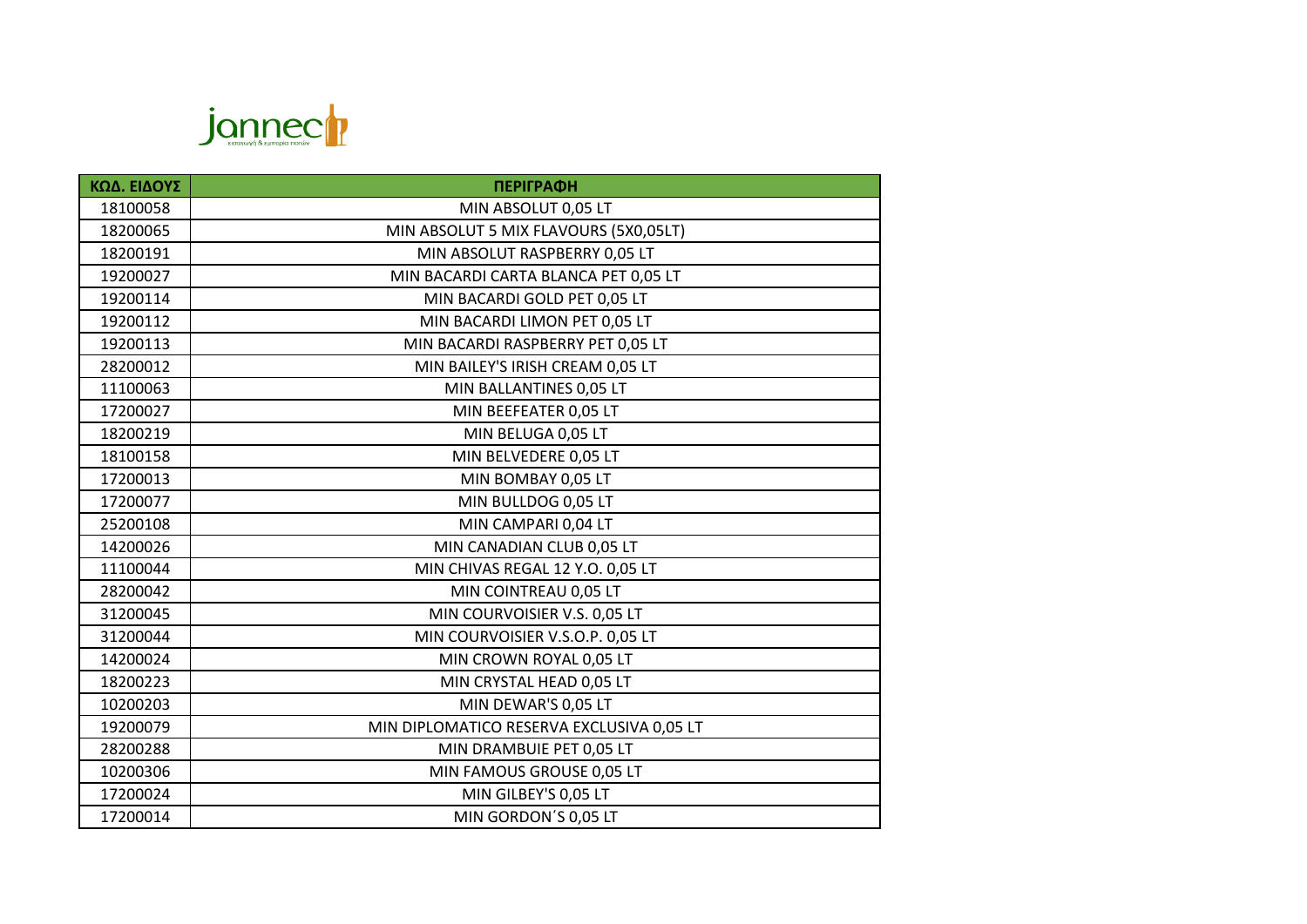| ΚΩΔ. ΕΙΔΟΥΣ | ΠΕΡΙΓΡΑΦΗ |
| --- | --- |
| 18100058 | MIN ABSOLUT 0,05 LT |
| 18200065 | MIN ABSOLUT 5 MIX FLAVOURS (5X0,05LT) |
| 18200191 | MIN ABSOLUT RASPBERRY 0,05 LT |
| 19200027 | MIN BACARDI CARTA BLANCA PET 0,05 LT |
| 19200114 | MIN BACARDI GOLD PET 0,05 LT |
| 19200112 | MIN BACARDI LIMON PET 0,05 LT |
| 19200113 | MIN BACARDI RASPBERRY PET 0,05 LT |
| 28200012 | MIN BAILEY'S IRISH CREAM 0,05 LT |
| 11100063 | MIN BALLANTINES 0,05 LT |
| 17200027 | MIN BEEFEATER 0,05 LT |
| 18200219 | MIN BELUGA 0,05 LT |
| 18100158 | MIN BELVEDERE 0,05 LT |
| 17200013 | MIN BOMBAY 0,05 LT |
| 17200077 | MIN BULLDOG 0,05 LT |
| 25200108 | MIN CAMPARI 0,04 LT |
| 14200026 | MIN CANADIAN CLUB 0,05 LT |
| 11100044 | MIN CHIVAS REGAL 12 Y.O. 0,05 LT |
| 28200042 | MIN COINTREAU 0,05 LT |
| 31200045 | MIN COURVOISIER V.S. 0,05 LT |
| 31200044 | MIN COURVOISIER V.S.O.P. 0,05 LT |
| 14200024 | MIN CROWN ROYAL 0,05 LT |
| 18200223 | MIN CRYSTAL HEAD 0,05 LT |
| 10200203 | MIN DEWAR'S 0,05 LT |
| 19200079 | MIN DIPLOMATICO RESERVA EXCLUSIVA 0,05 LT |
| 28200288 | MIN DRAMBUIE PET 0,05 LT |
| 10200306 | MIN FAMOUS GROUSE 0,05 LT |
| 17200024 | MIN GILBEY'S 0,05 LT |
| 17200014 | MIN GORDON΄S 0,05 LT |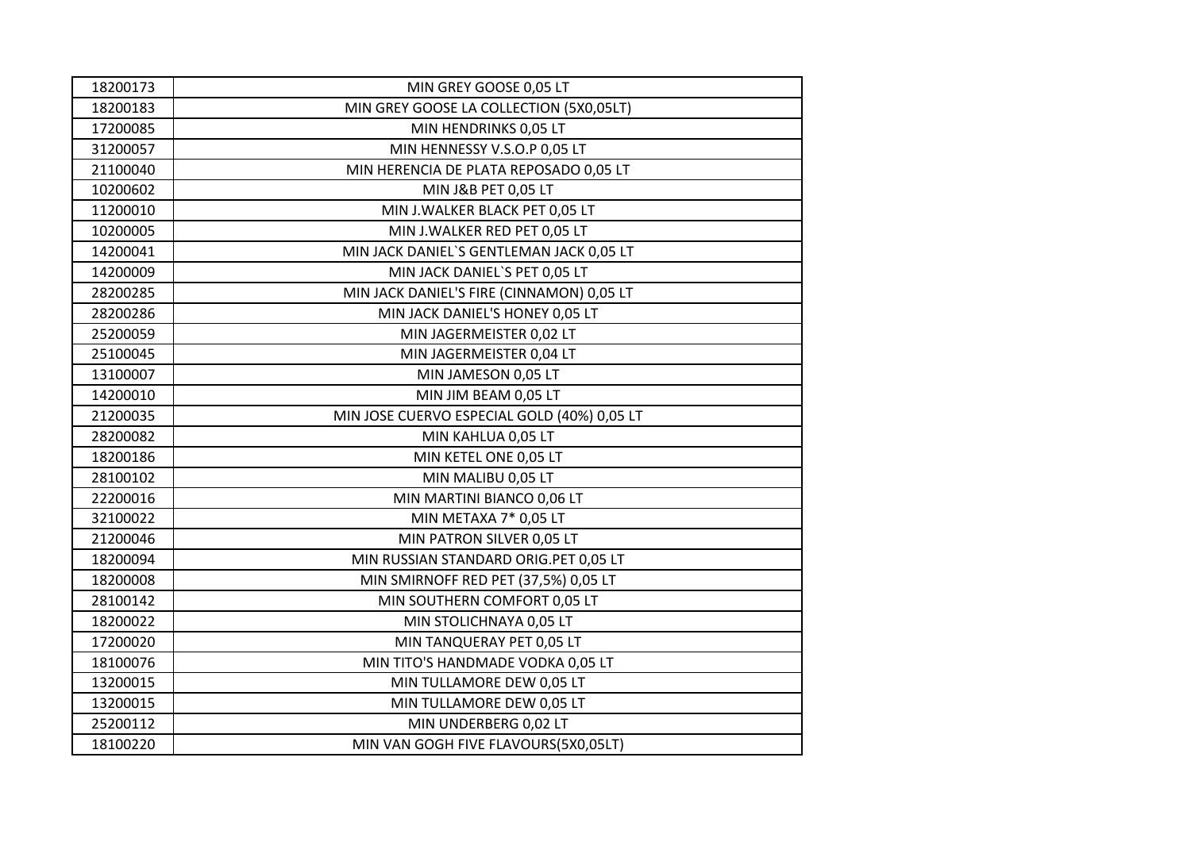| | |
|---|---|
| 18200173 | MIN GREY GOOSE 0,05 LT |
| 18200183 | MIN GREY GOOSE LA COLLECTION (5X0,05LT) |
| 17200085 | MIN HENDRINKS 0,05 LT |
| 31200057 | MIN HENNESSY V.S.O.P 0,05 LT |
| 21100040 | MIN HERENCIA DE PLATA REPOSADO 0,05 LT |
| 10200602 | MIN J&B PET 0,05 LT |
| 11200010 | MIN J.WALKER BLACK PET 0,05 LT |
| 10200005 | MIN J.WALKER RED PET 0,05 LT |
| 14200041 | MIN JACK DANIEL`S GENTLEMAN JACK 0,05 LT |
| 14200009 | MIN JACK DANIEL`S PET 0,05 LT |
| 28200285 | MIN JACK DANIEL'S FIRE (CINNAMON) 0,05 LT |
| 28200286 | MIN JACK DANIEL'S HONEY 0,05 LT |
| 25200059 | MIN JAGERMEISTER 0,02 LT |
| 25100045 | MIN JAGERMEISTER 0,04 LT |
| 13100007 | MIN JAMESON 0,05 LT |
| 14200010 | MIN JIM BEAM 0,05 LT |
| 21200035 | MIN JOSE CUERVO ESPECIAL GOLD (40%) 0,05 LT |
| 28200082 | MIN KAHLUA 0,05 LT |
| 18200186 | MIN KETEL ONE 0,05 LT |
| 28100102 | MIN MALIBU 0,05 LT |
| 22200016 | MIN MARTINI BIANCO 0,06 LT |
| 32100022 | MIN METAXA 7* 0,05 LT |
| 21200046 | MIN PATRON SILVER 0,05 LT |
| 18200094 | MIN RUSSIAN STANDARD ORIG.PET 0,05 LT |
| 18200008 | MIN SMIRNOFF RED PET (37,5%) 0,05 LT |
| 28100142 | MIN SOUTHERN COMFORT 0,05 LT |
| 18200022 | MIN STOLICHNAYA 0,05 LT |
| 17200020 | MIN TANQUERAY PET 0,05 LT |
| 18100076 | MIN TITO'S HANDMADE VODKA 0,05 LT |
| 13200015 | MIN TULLAMORE DEW 0,05 LT |
| 13200015 | MIN TULLAMORE DEW 0,05 LT |
| 25200112 | MIN UNDERBERG 0,02 LT |
| 18100220 | MIN VAN GOGH FIVE FLAVOURS(5X0,05LT) |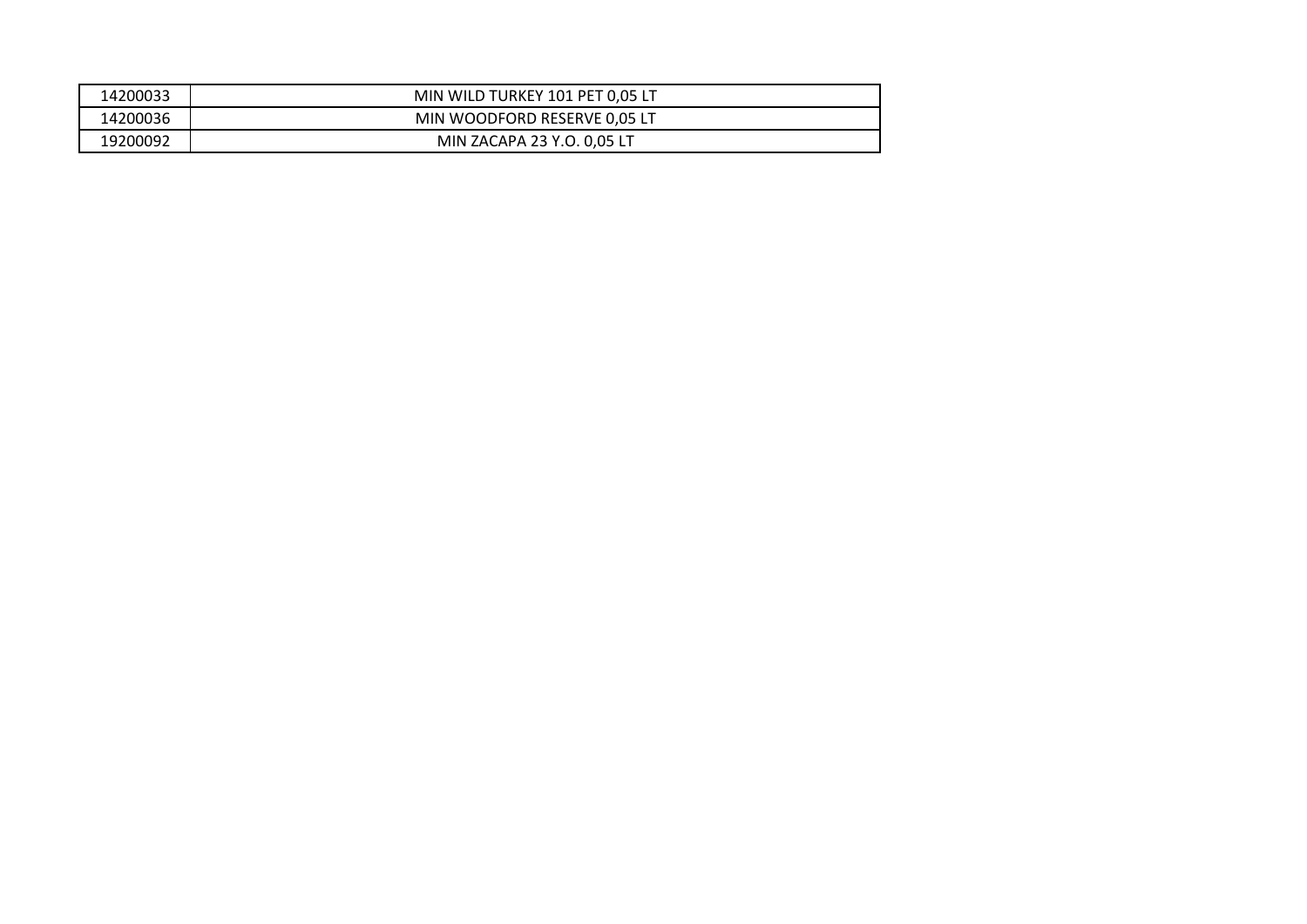| | |
|---|---|
| 14200033 | MIN WILD TURKEY 101 PET 0,05 LT |
| 14200036 | MIN WOODFORD RESERVE 0,05 LT |
| 19200092 | MIN ZACAPA 23 Y.O. 0,05 LT |